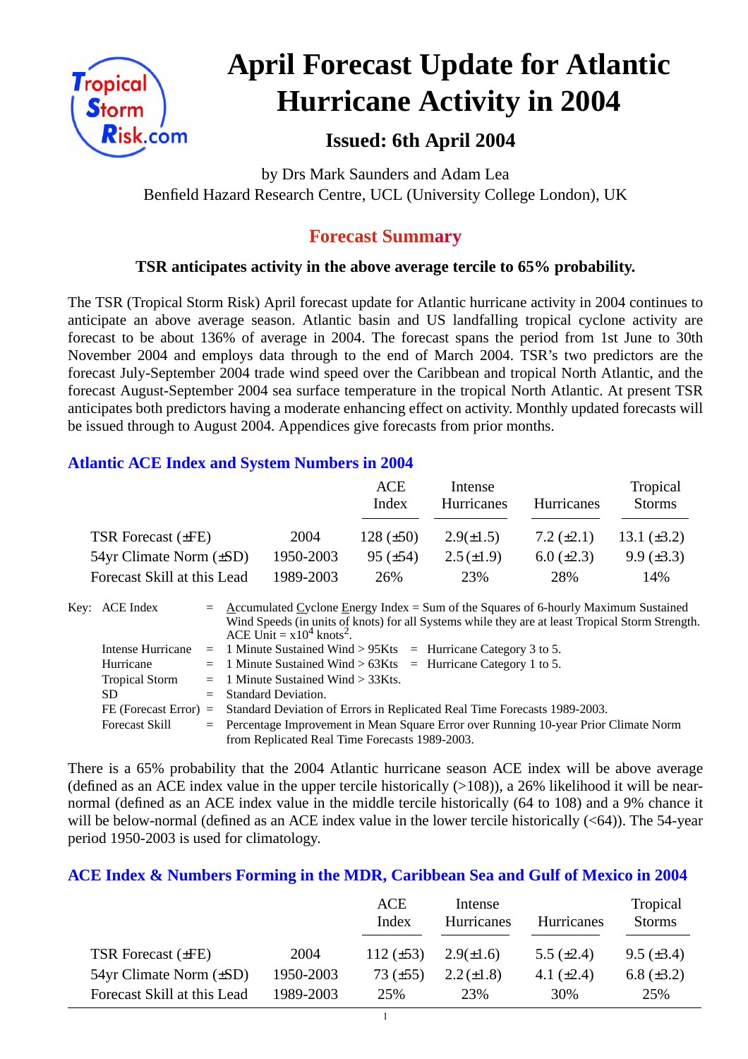# April Forecast Update for Atlantic Hurricane Activity in 2004

## Issued: 6th April 2004

by Drs Mark Saunders and Adam Lea
Benfield Hazard Research Centre, UCL (University College London), UK

## Forecast Summary

**TSR anticipates activity in the above average tercile to 65% probability.**

The TSR (Tropical Storm Risk) April forecast update for Atlantic hurricane activity in 2004 continues to anticipate an above average season. Atlantic basin and US landfalling tropical cyclone activity are forecast to be about 136% of average in 2004. The forecast spans the period from 1st June to 30th November 2004 and employs data through to the end of March 2004. TSR's two predictors are the forecast July-September 2004 trade wind speed over the Caribbean and tropical North Atlantic, and the forecast August-September 2004 sea surface temperature in the tropical North Atlantic. At present TSR anticipates both predictors having a moderate enhancing effect on activity. Monthly updated forecasts will be issued through to August 2004. Appendices give forecasts from prior months.

### Atlantic ACE Index and System Numbers in 2004

| | | ACE Index | Intense Hurricanes | Hurricanes | Tropical Storms |
|---|---|---|---|---|---|
| TSR Forecast (±FE) | 2004 | 128 (±50) | 2.9(±1.5) | 7.2 (±2.1) | 13.1 (±3.2) |
| 54yr Climate Norm (±SD) | 1950-2003 | 95 (±54) | 2.5 (±1.9) | 6.0 (±2.3) | 9.9 (±3.3) |
| Forecast Skill at this Lead | 1989-2003 | 26% | 23% | 28% | 14% |

Key:
- ACE Index = Accumulated Cyclone Energy Index = Sum of the Squares of 6-hourly Maximum Sustained Wind Speeds (in units of knots) for all Systems while they are at least Tropical Storm Strength. ACE Unit = x$10^4$ knots$^2$.
- Intense Hurricane = 1 Minute Sustained Wind > 95Kts = Hurricane Category 3 to 5.
- Hurricane = 1 Minute Sustained Wind > 63Kts = Hurricane Category 1 to 5.
- Tropical Storm = 1 Minute Sustained Wind > 33Kts.
- SD = Standard Deviation.
- FE (Forecast Error) = Standard Deviation of Errors in Replicated Real Time Forecasts 1989-2003.
- Forecast Skill = Percentage Improvement in Mean Square Error over Running 10-year Prior Climate Norm from Replicated Real Time Forecasts 1989-2003.

There is a 65% probability that the 2004 Atlantic hurricane season ACE index will be above average (defined as an ACE index value in the upper tercile historically (>108)), a 26% likelihood it will be near-normal (defined as an ACE index value in the middle tercile historically (64 to 108) and a 9% chance it will be below-normal (defined as an ACE index value in the lower tercile historically (<64)). The 54-year period 1950-2003 is used for climatology.

### ACE Index & Numbers Forming in the MDR, Caribbean Sea and Gulf of Mexico in 2004

| | | ACE Index | Intense Hurricanes | Hurricanes | Tropical Storms |
|---|---|---|---|---|---|
| TSR Forecast (±FE) | 2004 | 112 (±53) | 2.9(±1.6) | 5.5 (±2.4) | 9.5 (±3.4) |
| 54yr Climate Norm (±SD) | 1950-2003 | 73 (±55) | 2.2 (±1.8) | 4.1 (±2.4) | 6.8 (±3.2) |
| Forecast Skill at this Lead | 1989-2003 | 25% | 23% | 30% | 25% |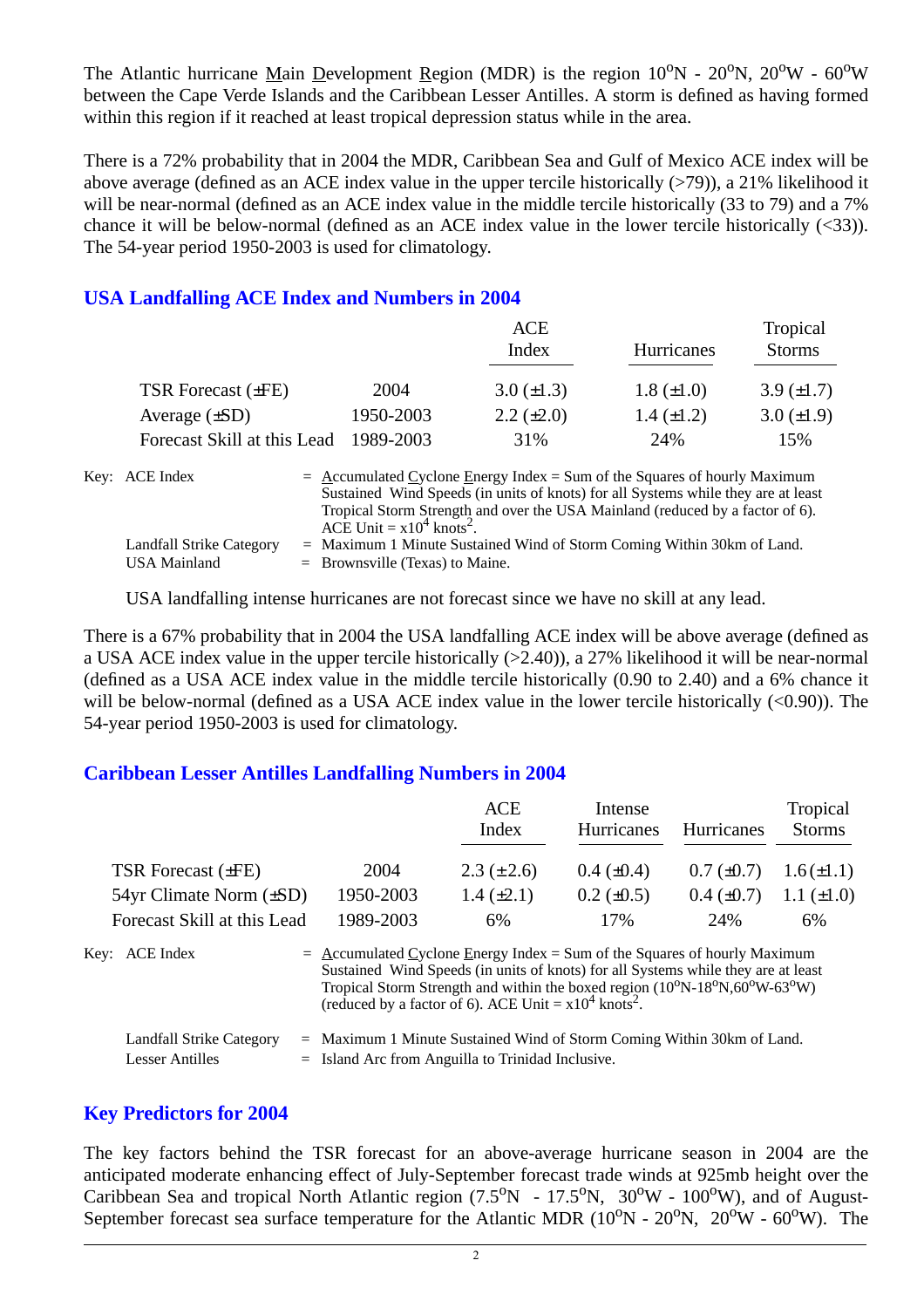The Atlantic hurricane Main Development Region (MDR) is the region $10^oN$ - $20^oN$, $20^oW$ - $60^oW$ between the Cape Verde Islands and the Caribbean Lesser Antilles. A storm is defined as having formed within this region if it reached at least tropical depression status while in the area.

There is a 72% probability that in 2004 the MDR, Caribbean Sea and Gulf of Mexico ACE index will be above average (defined as an ACE index value in the upper tercile historically (>79)), a 21% likelihood it will be near-normal (defined as an ACE index value in the middle tercile historically (33 to 79) and a 7% chance it will be below-normal (defined as an ACE index value in the lower tercile historically (<33)). The 54-year period 1950-2003 is used for climatology.

## USA Landfalling ACE Index and Numbers in 2004

| | | ACE Index | Hurricanes | Tropical Storms |
|---|---|---|---|---|
| TSR Forecast (±FE) | 2004 | 3.0 (±1.3) | 1.8 (±1.0) | 3.9 (±1.7) |
| Average (±SD) | 1950-2003 | 2.2 (±2.0) | 1.4 (±1.2) | 3.0 (±1.9) |
| Forecast Skill at this Lead | 1989-2003 | 31% | 24% | 15% |

Key: ACE Index = Accumulated Cyclone Energy Index = Sum of the Squares of hourly Maximum Sustained Wind Speeds (in units of knots) for all Systems while they are at least Tropical Storm Strength and over the USA Mainland (reduced by a factor of 6). ACE Unit = $x10^4$ knots$^2$.

Landfall Strike Category = Maximum 1 Minute Sustained Wind of Storm Coming Within 30km of Land.
USA Mainland = Brownsville (Texas) to Maine.

USA landfalling intense hurricanes are not forecast since we have no skill at any lead.

There is a 67% probability that in 2004 the USA landfalling ACE index will be above average (defined as a USA ACE index value in the upper tercile historically (>2.40)), a 27% likelihood it will be near-normal (defined as a USA ACE index value in the middle tercile historically (0.90 to 2.40) and a 6% chance it will be below-normal (defined as a USA ACE index value in the lower tercile historically (<0.90)). The 54-year period 1950-2003 is used for climatology.

## Caribbean Lesser Antilles Landfalling Numbers in 2004

| | | ACE Index | Intense Hurricanes | Hurricanes | Tropical Storms |
|---|---|---|---|---|---|
| TSR Forecast (±FE) | 2004 | 2.3 (±2.6) | 0.4 (±0.4) | 0.7 (±0.7) | 1.6 (±1.1) |
| 54yr Climate Norm (±SD) | 1950-2003 | 1.4 (±2.1) | 0.2 (±0.5) | 0.4 (±0.7) | 1.1 (±1.0) |
| Forecast Skill at this Lead | 1989-2003 | 6% | 17% | 24% | 6% |

Key: ACE Index = Accumulated Cyclone Energy Index = Sum of the Squares of hourly Maximum Sustained Wind Speeds (in units of knots) for all Systems while they are at least Tropical Storm Strength and within the boxed region ($10^oN$-$18^oN$,$60^oW$-$63^oW$) (reduced by a factor of 6). ACE Unit = $x10^4$ knots$^2$.

Landfall Strike Category = Maximum 1 Minute Sustained Wind of Storm Coming Within 30km of Land.
Lesser Antilles = Island Arc from Anguilla to Trinidad Inclusive.

## Key Predictors for 2004

The key factors behind the TSR forecast for an above-average hurricane season in 2004 are the anticipated moderate enhancing effect of July-September forecast trade winds at 925mb height over the Caribbean Sea and tropical North Atlantic region ($7.5^oN$ - $17.5^oN$, $30^oW$ - $100^oW$), and of August-September forecast sea surface temperature for the Atlantic MDR ($10^oN$ - $20^oN$, $20^oW$ - $60^oW$). The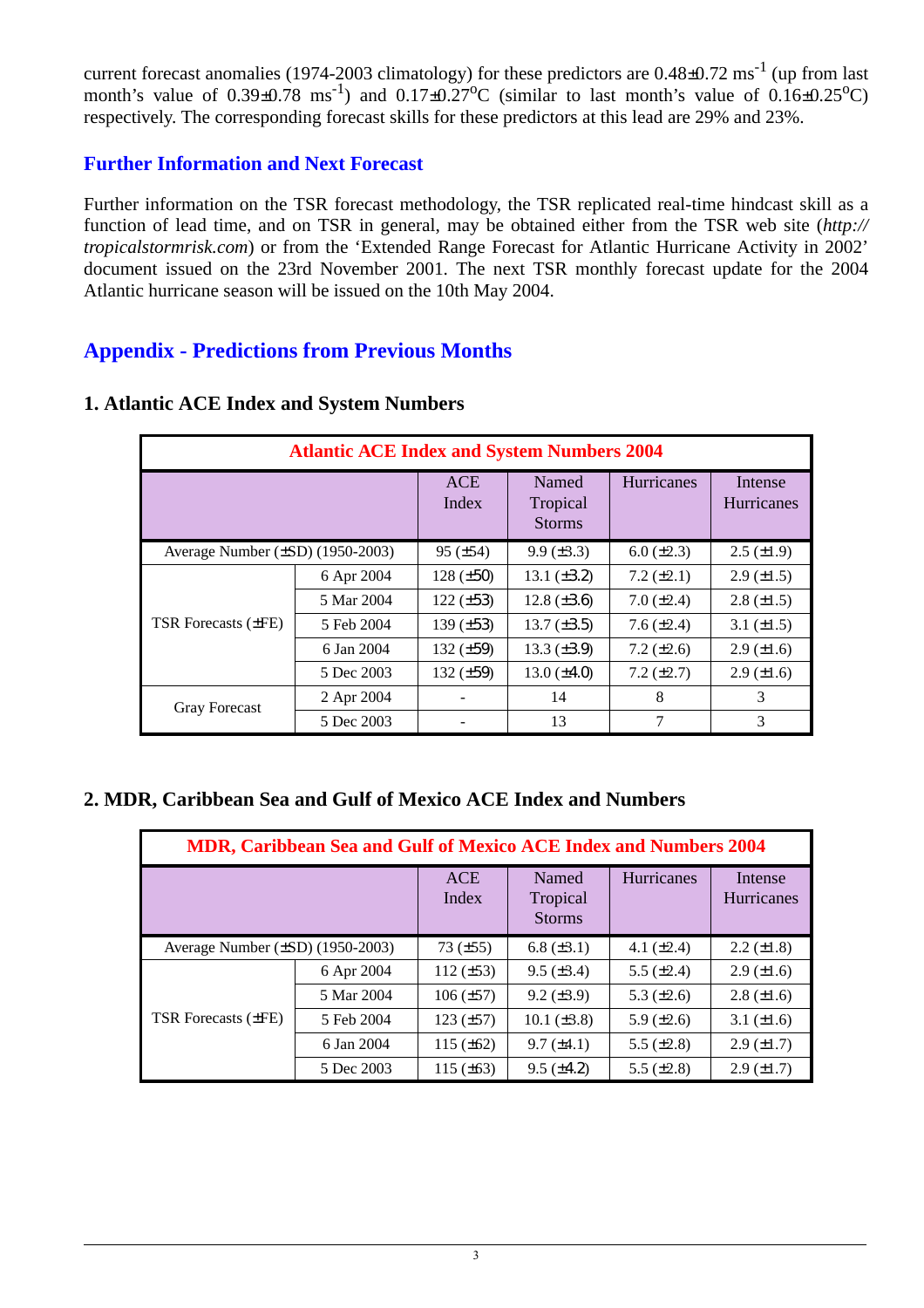current forecast anomalies (1974-2003 climatology) for these predictors are 0.48±0.72 $ms^{-1}$ (up from last month's value of 0.39±0.78 $ms^{-1}$) and 0.17±0.27°C (similar to last month's value of 0.16±0.25°C) respectively. The corresponding forecast skills for these predictors at this lead are 29% and 23%.

## Further Information and Next Forecast

Further information on the TSR forecast methodology, the TSR replicated real-time hindcast skill as a function of lead time, and on TSR in general, may be obtained either from the TSR web site (*http://tropicalstormrisk.com*) or from the 'Extended Range Forecast for Atlantic Hurricane Activity in 2002' document issued on the 23rd November 2001. The next TSR monthly forecast update for the 2004 Atlantic hurricane season will be issued on the 10th May 2004.

## Appendix - Predictions from Previous Months

### 1. Atlantic ACE Index and System Numbers

| Atlantic ACE Index and System Numbers 2004 | | | | | |
|---|---|---|---|---|---|
| | | ACE Index | Named Tropical Storms | Hurricanes | Intense Hurricanes |
| Average Number (±SD) (1950-2003) | | 95 (±54) | 9.9 (±3.3) | 6.0 (±2.3) | 2.5 (±1.9) |
| TSR Forecasts (±FE) | 6 Apr 2004 | 128 (±50) | 13.1 (±3.2) | 7.2 (±2.1) | 2.9 (±1.5) |
| | 5 Mar 2004 | 122 (±53) | 12.8 (±3.6) | 7.0 (±2.4) | 2.8 (±1.5) |
| | 5 Feb 2004 | 139 (±53) | 13.7 (±3.5) | 7.6 (±2.4) | 3.1 (±1.5) |
| | 6 Jan 2004 | 132 (±59) | 13.3 (±3.9) | 7.2 (±2.6) | 2.9 (±1.6) |
| | 5 Dec 2003 | 132 (±59) | 13.0 (±4.0) | 7.2 (±2.7) | 2.9 (±1.6) |
| Gray Forecast | 2 Apr 2004 | - | 14 | 8 | 3 |
| | 5 Dec 2003 | - | 13 | 7 | 3 |

### 2. MDR, Caribbean Sea and Gulf of Mexico ACE Index and Numbers

| MDR, Caribbean Sea and Gulf of Mexico ACE Index and Numbers 2004 | | | | | |
|---|---|---|---|---|---|
| | | ACE Index | Named Tropical Storms | Hurricanes | Intense Hurricanes |
| Average Number (±SD) (1950-2003) | | 73 (±55) | 6.8 (±3.1) | 4.1 (±2.4) | 2.2 (±1.8) |
| TSR Forecasts (±FE) | 6 Apr 2004 | 112 (±53) | 9.5 (±3.4) | 5.5 (±2.4) | 2.9 (±1.6) |
| | 5 Mar 2004 | 106 (±57) | 9.2 (±3.9) | 5.3 (±2.6) | 2.8 (±1.6) |
| | 5 Feb 2004 | 123 (±57) | 10.1 (±3.8) | 5.9 (±2.6) | 3.1 (±1.6) |
| | 6 Jan 2004 | 115 (±62) | 9.7 (±4.1) | 5.5 (±2.8) | 2.9 (±1.7) |
| | 5 Dec 2003 | 115 (±63) | 9.5 (±4.2) | 5.5 (±2.8) | 2.9 (±1.7) |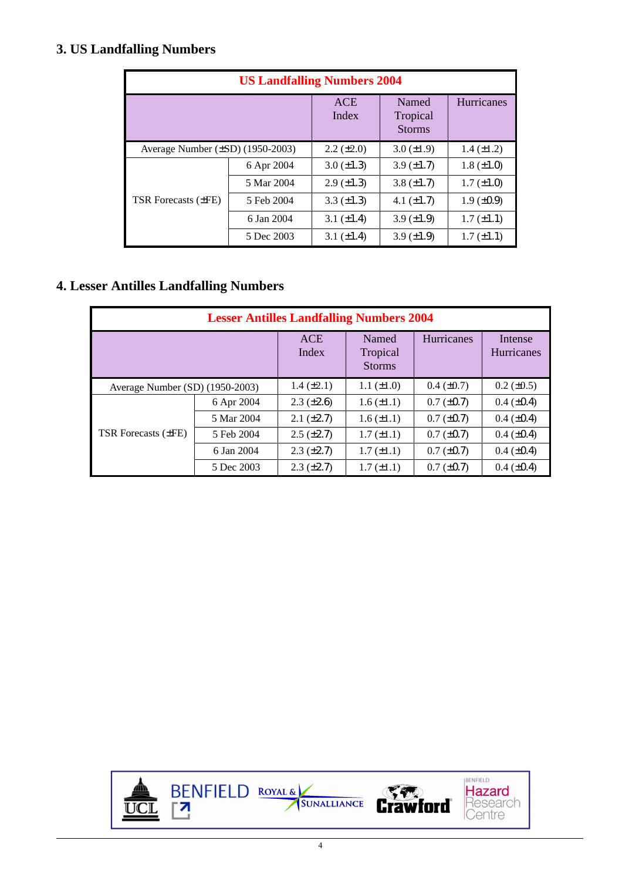## 3. US Landfalling Numbers

| US Landfalling Numbers 2004 | | | | |
|---|---|---|---|---|
| | | ACE Index | Named Tropical Storms | Hurricanes |
| Average Number (±SD) (1950-2003) | | 2.2 (±2.0) | 3.0 (±1.9) | 1.4 (±1.2) |
| TSR Forecasts (±FE) | 6 Apr 2004 | 3.0 (±1.3) | 3.9 (±1.7) | 1.8 (±1.0) |
| | 5 Mar 2004 | 2.9 (±1.3) | 3.8 (±1.7) | 1.7 (±1.0) |
| | 5 Feb 2004 | 3.3 (±1.3) | 4.1 (±1.7) | 1.9 (±0.9) |
| | 6 Jan 2004 | 3.1 (±1.4) | 3.9 (±1.9) | 1.7 (±1.1) |
| | 5 Dec 2003 | 3.1 (±1.4) | 3.9 (±1.9) | 1.7 (±1.1) |

## 4. Lesser Antilles Landfalling Numbers

| Lesser Antilles Landfalling Numbers 2004 | | | | | |
|---|---|---|---|---|---|
| | | ACE Index | Named Tropical Storms | Hurricanes | Intense Hurricanes |
| Average Number (SD) (1950-2003) | | 1.4 (±2.1) | 1.1 (±1.0) | 0.4 (±0.7) | 0.2 (±0.5) |
| TSR Forecasts (±FE) | 6 Apr 2004 | 2.3 (±2.6) | 1.6 (±1.1) | 0.7 (±0.7) | 0.4 (±0.4) |
| | 5 Mar 2004 | 2.1 (±2.7) | 1.6 (±1.1) | 0.7 (±0.7) | 0.4 (±0.4) |
| | 5 Feb 2004 | 2.5 (±2.7) | 1.7 (±1.1) | 0.7 (±0.7) | 0.4 (±0.4) |
| | 6 Jan 2004 | 2.3 (±2.7) | 1.7 (±1.1) | 0.7 (±0.7) | 0.4 (±0.4) |
| | 5 Dec 2003 | 2.3 (±2.7) | 1.7 (±1.1) | 0.7 (±0.7) | 0.4 (±0.4) |

UCL | BENFIELD | ROYAL & SUNALLIANCE | Crawford | BENFIELD Hazard Research Centre